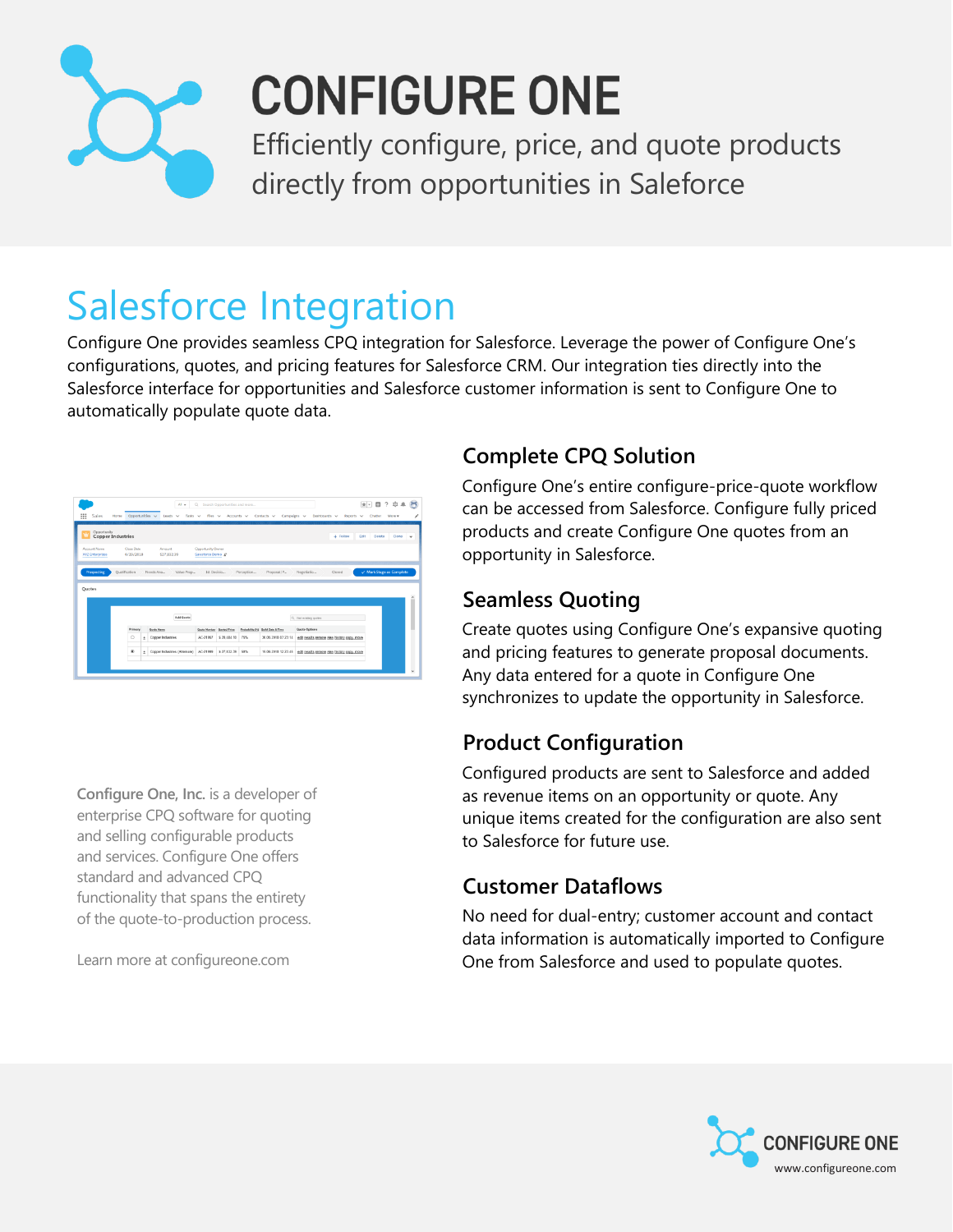# CONFIGURE ONE

Efficiently configure, price, and quote products directly from opportunities in Salesforce

## Salesforce Integration

Configure One provides seamless CPQ integration for Salesforce. Leverage the power of Configure One's configurations, quotes, and pricing features for Salesforce CRM. Our integration ties directly into the Salesforce interface for opportunities and Salesforce customer information is sent to Configure One to automatically populate quote data.

### Complete CPQ Solution

Configure One's entire configure-price-quote workflow can be accessed from Salesforce. Configure fully priced products and create Configure One quotes from an opportunity in Salesforce.

### Seamless Quoting

Create quotes using Configure One's expansive quoting and pricing features to generate proposal documents. Any data entered for a quote in Configure One synchronizes to update the opportunity in Salesforce.

### Product Configuration

Configured products are sent to Salesforce and added as revenue items on an opportunity or quote. Any unique items created for the configuration are also sent to Salesforce for future use.

### Customer Dataflows

No need for dual-entry; customer account and contact data information is automatically imported to Configure One from Salesforce and used to populate quotes.

**Configure One, Inc.** is a developer of enterprise CPQ software for quoting and selling configurable products and services. Configure One offers standard and advanced CPQ functionality that spans the entirety of the quote-to-production process.

Learn more at configureone.com

CONFIGURE ONE
www.configureone.com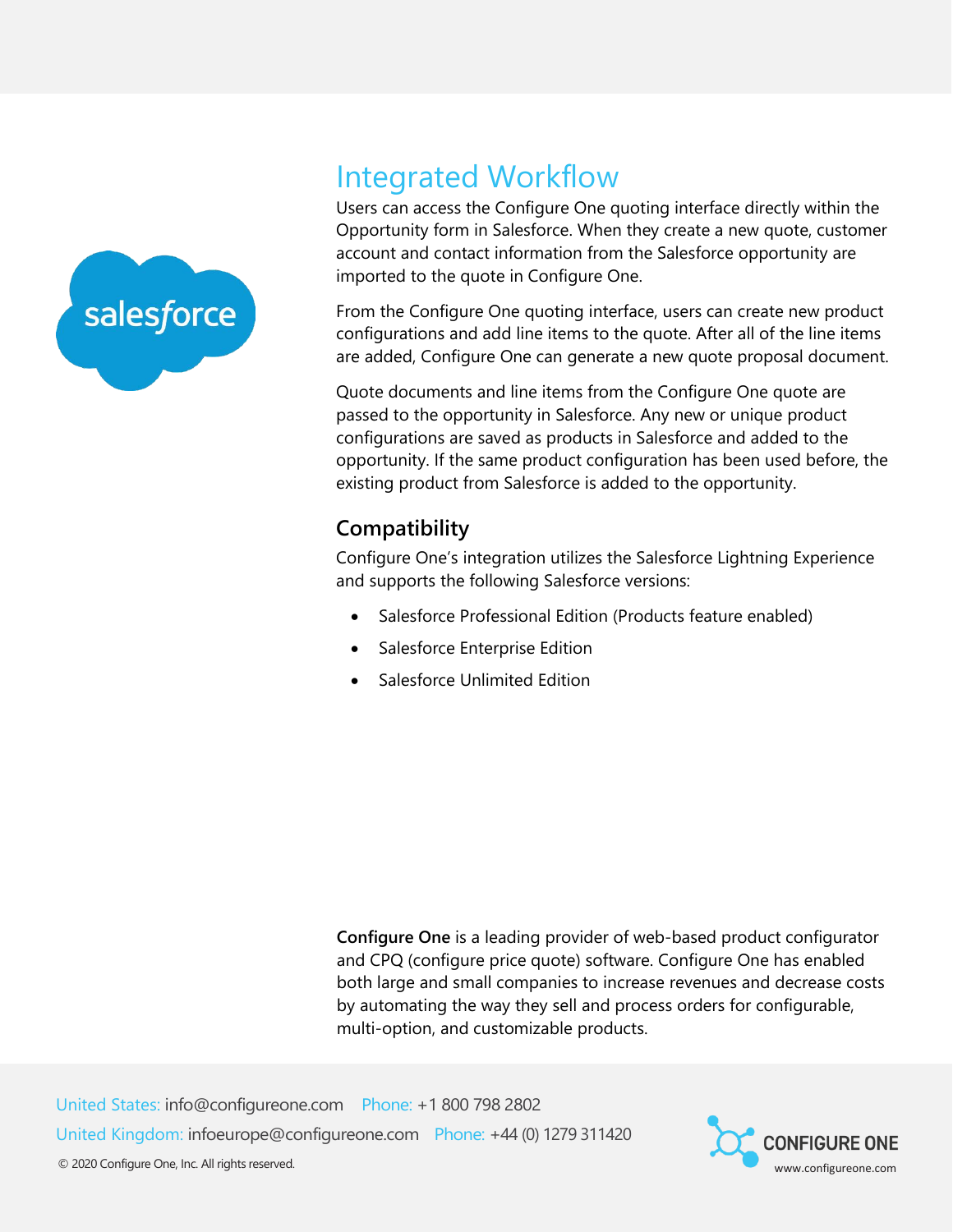## Integrated Workflow

Users can access the Configure One quoting interface directly within the Opportunity form in Salesforce. When they create a new quote, customer account and contact information from the Salesforce opportunity are imported to the quote in Configure One.

From the Configure One quoting interface, users can create new product configurations and add line items to the quote. After all of the line items are added, Configure One can generate a new quote proposal document.

Quote documents and line items from the Configure One quote are passed to the opportunity in Salesforce. Any new or unique product configurations are saved as products in Salesforce and added to the opportunity. If the same product configuration has been used before, the existing product from Salesforce is added to the opportunity.

### Compatibility

Configure One's integration utilizes the Salesforce Lightning Experience and supports the following Salesforce versions:

- Salesforce Professional Edition (Products feature enabled)
- Salesforce Enterprise Edition
- Salesforce Unlimited Edition

**Configure One** is a leading provider of web-based product configurator and CPQ (configure price quote) software. Configure One has enabled both large and small companies to increase revenues and decrease costs by automating the way they sell and process orders for configurable, multi-option, and customizable products.

United States: info@configureone.com Phone: +1 800 798 2802

United Kingdom: infoeurope@configureone.com Phone: +44 (0) 1279 311420

© 2020 Configure One, Inc. All rights reserved.

CONFIGURE ONE

www.configureone.com